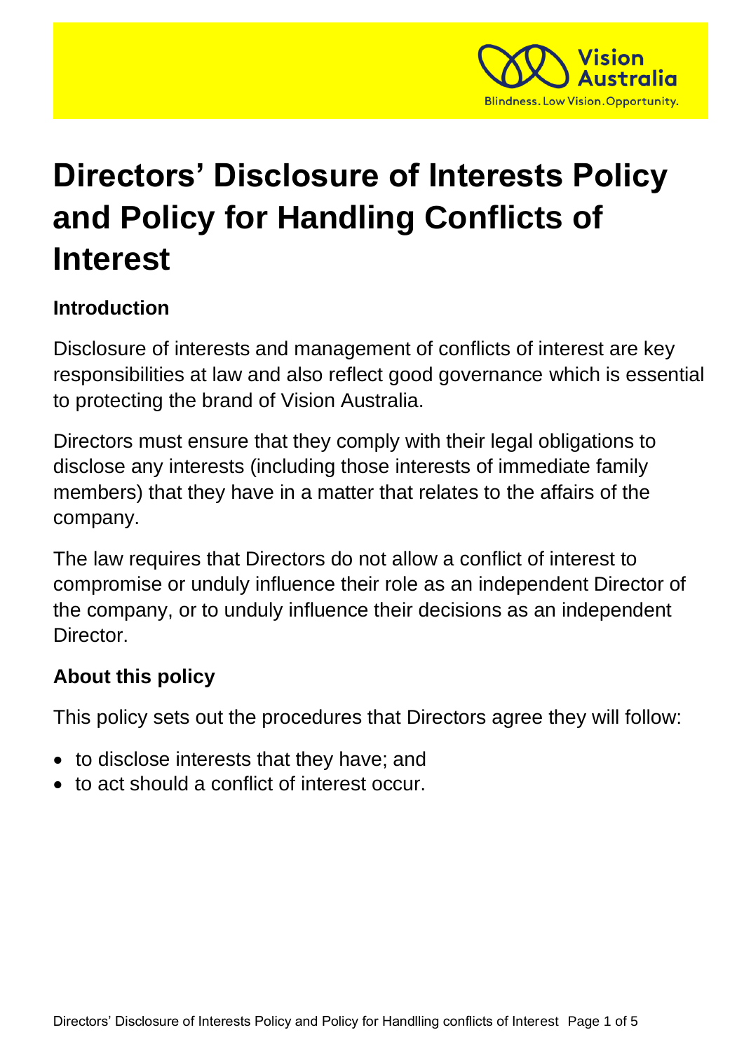# Directors' Disclosure of Interests Policy and Policy for Handling Conflicts of Interest

## Introduction

Disclosure of interests and management of conflicts of interest are key responsibilities at law and also reflect good governance which is essential to protecting the brand of Vision Australia.

Directors must ensure that they comply with their legal obligations to disclose any interests (including those interests of immediate family members) that they have in a matter that relates to the affairs of the company.

The law requires that Directors do not allow a conflict of interest to compromise or unduly influence their role as an independent Director of the company, or to unduly influence their decisions as an independent Director.

## About this policy

This policy sets out the procedures that Directors agree they will follow:

- to disclose interests that they have; and
- to act should a conflict of interest occur.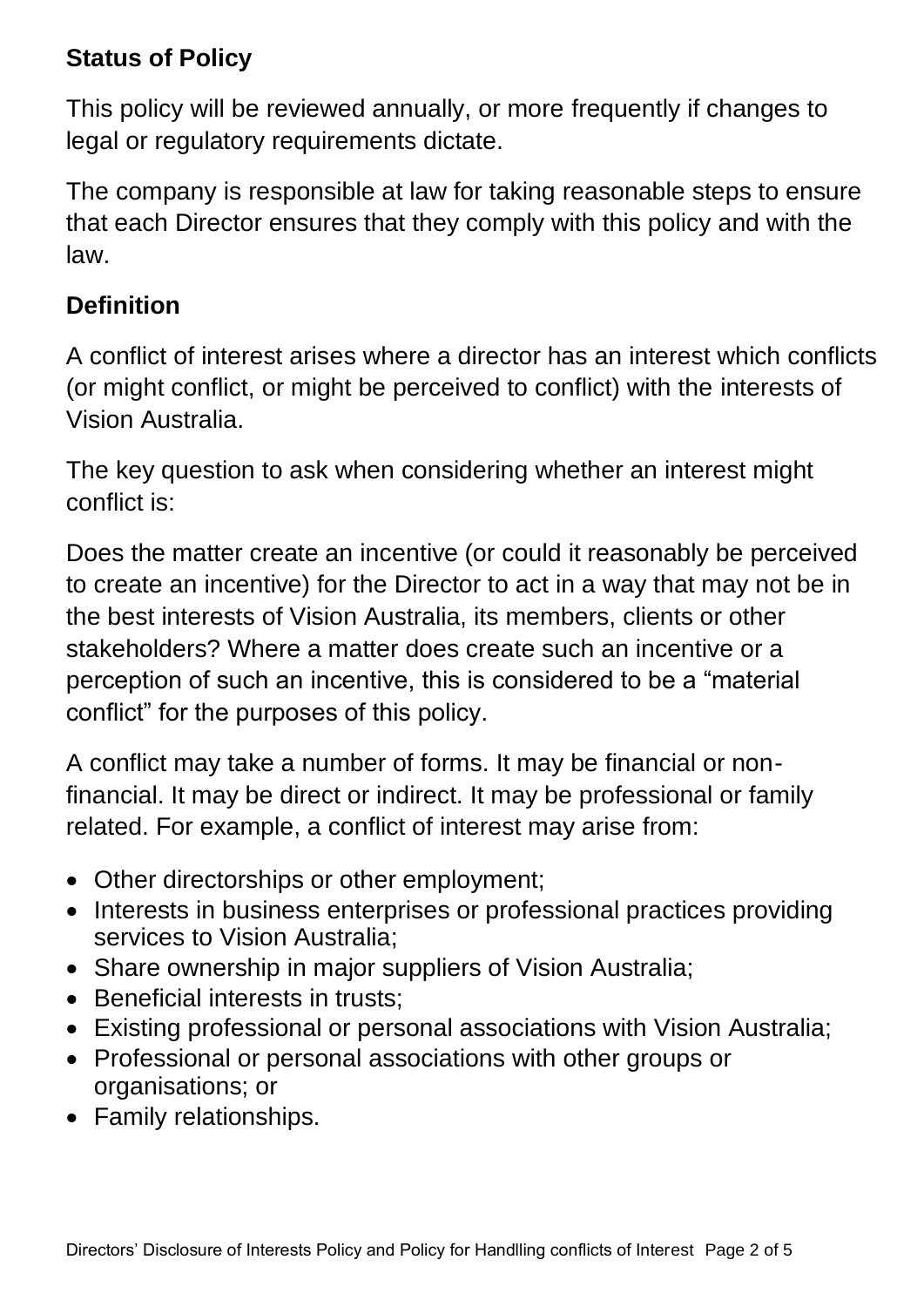## Status of Policy

This policy will be reviewed annually, or more frequently if changes to legal or regulatory requirements dictate.

The company is responsible at law for taking reasonable steps to ensure that each Director ensures that they comply with this policy and with the law.

## Definition

A conflict of interest arises where a director has an interest which conflicts (or might conflict, or might be perceived to conflict) with the interests of Vision Australia.

The key question to ask when considering whether an interest might conflict is:

Does the matter create an incentive (or could it reasonably be perceived to create an incentive) for the Director to act in a way that may not be in the best interests of Vision Australia, its members, clients or other stakeholders? Where a matter does create such an incentive or a perception of such an incentive, this is considered to be a "material conflict" for the purposes of this policy.

A conflict may take a number of forms. It may be financial or non-financial. It may be direct or indirect. It may be professional or family related. For example, a conflict of interest may arise from:

- Other directorships or other employment;
- Interests in business enterprises or professional practices providing services to Vision Australia;
- Share ownership in major suppliers of Vision Australia;
- Beneficial interests in trusts;
- Existing professional or personal associations with Vision Australia;
- Professional or personal associations with other groups or organisations; or
- Family relationships.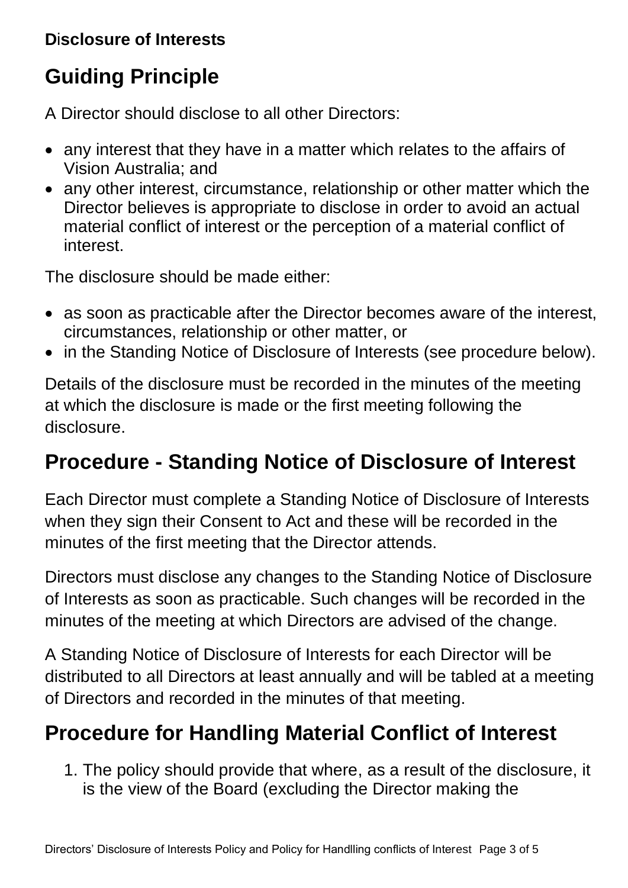**Disclosure of Interests**

## Guiding Principle

A Director should disclose to all other Directors:

- any interest that they have in a matter which relates to the affairs of Vision Australia; and
- any other interest, circumstance, relationship or other matter which the Director believes is appropriate to disclose in order to avoid an actual material conflict of interest or the perception of a material conflict of interest.

The disclosure should be made either:

- as soon as practicable after the Director becomes aware of the interest, circumstances, relationship or other matter, or
- in the Standing Notice of Disclosure of Interests (see procedure below).

Details of the disclosure must be recorded in the minutes of the meeting at which the disclosure is made or the first meeting following the disclosure.

## Procedure - Standing Notice of Disclosure of Interest

Each Director must complete a Standing Notice of Disclosure of Interests when they sign their Consent to Act and these will be recorded in the minutes of the first meeting that the Director attends.

Directors must disclose any changes to the Standing Notice of Disclosure of Interests as soon as practicable. Such changes will be recorded in the minutes of the meeting at which Directors are advised of the change.

A Standing Notice of Disclosure of Interests for each Director will be distributed to all Directors at least annually and will be tabled at a meeting of Directors and recorded in the minutes of that meeting.

## Procedure for Handling Material Conflict of Interest

1. The policy should provide that where, as a result of the disclosure, it is the view of the Board (excluding the Director making the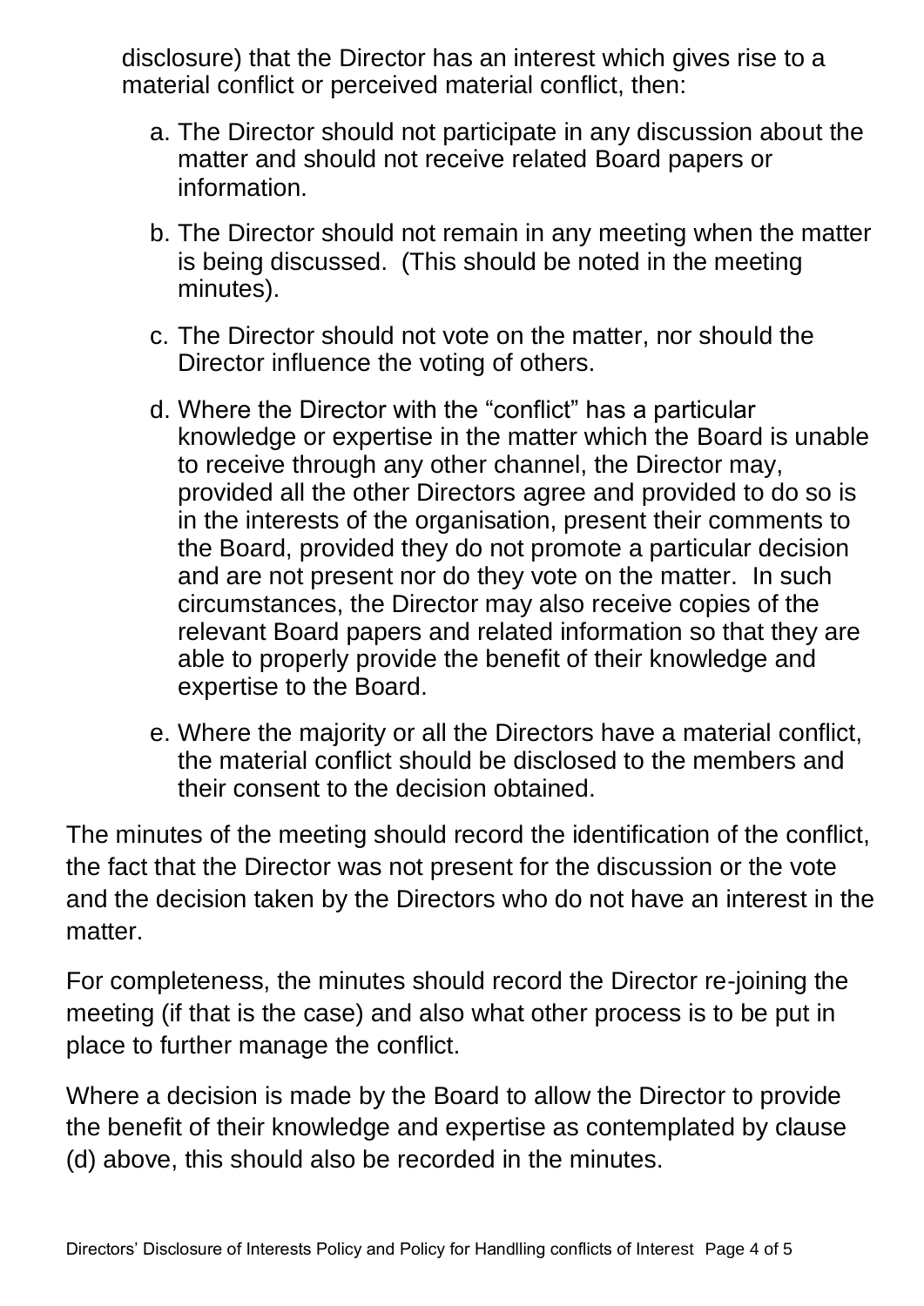disclosure) that the Director has an interest which gives rise to a material conflict or perceived material conflict, then:

a. The Director should not participate in any discussion about the matter and should not receive related Board papers or information.

b. The Director should not remain in any meeting when the matter is being discussed. (This should be noted in the meeting minutes).

c. The Director should not vote on the matter, nor should the Director influence the voting of others.

d. Where the Director with the "conflict" has a particular knowledge or expertise in the matter which the Board is unable to receive through any other channel, the Director may, provided all the other Directors agree and provided to do so is in the interests of the organisation, present their comments to the Board, provided they do not promote a particular decision and are not present nor do they vote on the matter. In such circumstances, the Director may also receive copies of the relevant Board papers and related information so that they are able to properly provide the benefit of their knowledge and expertise to the Board.

e. Where the majority or all the Directors have a material conflict, the material conflict should be disclosed to the members and their consent to the decision obtained.

The minutes of the meeting should record the identification of the conflict, the fact that the Director was not present for the discussion or the vote and the decision taken by the Directors who do not have an interest in the matter.

For completeness, the minutes should record the Director re-joining the meeting (if that is the case) and also what other process is to be put in place to further manage the conflict.

Where a decision is made by the Board to allow the Director to provide the benefit of their knowledge and expertise as contemplated by clause (d) above, this should also be recorded in the minutes.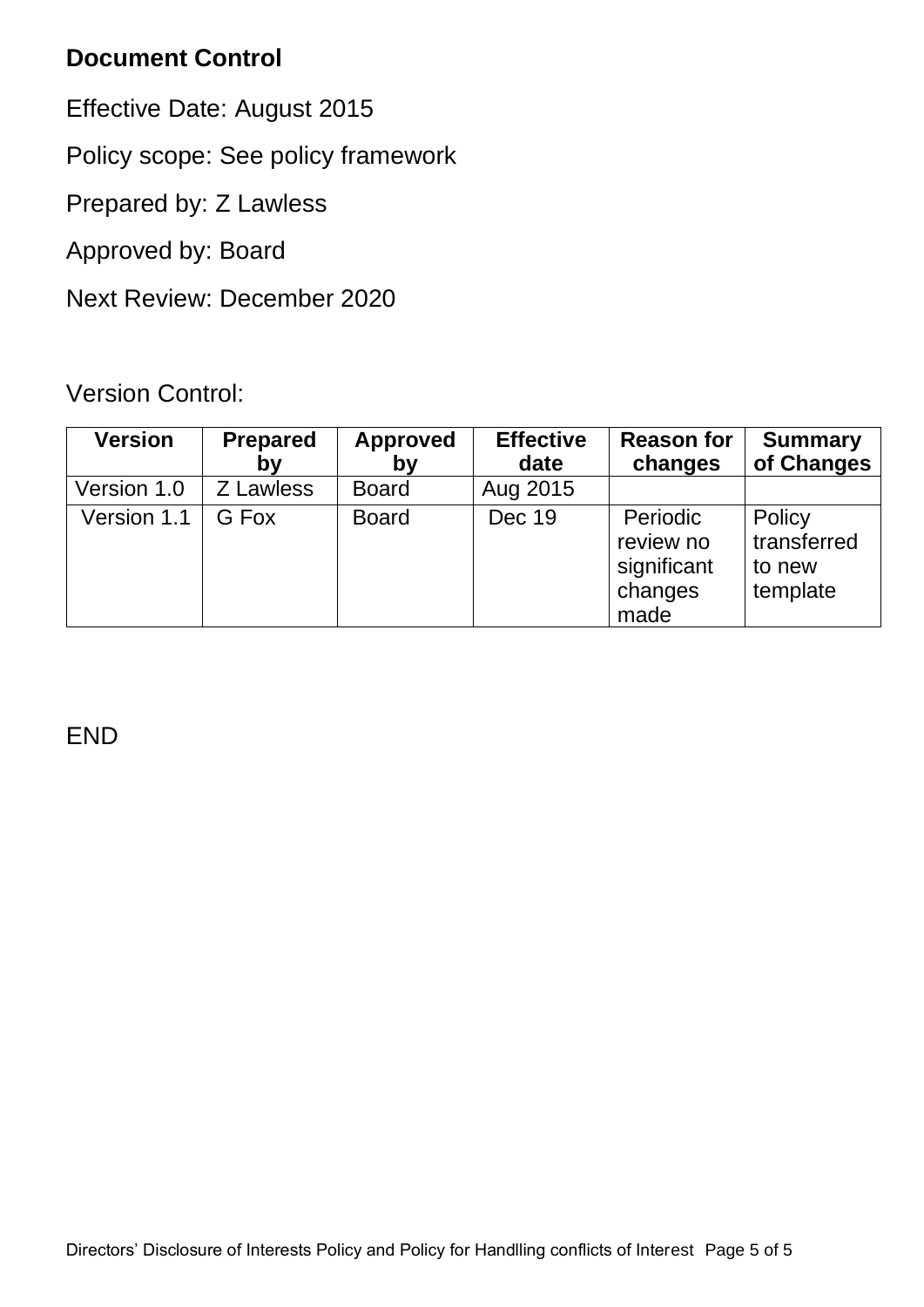## Document Control

Effective Date: August 2015

Policy scope: See policy framework

Prepared by: Z Lawless

Approved by: Board

Next Review: December 2020

Version Control:

| Version | Prepared by | Approved by | Effective date | Reason for changes | Summary of Changes |
|---|---|---|---|---|---|
| Version 1.0 | Z Lawless | Board | Aug 2015 | | |
| Version 1.1 | G Fox | Board | Dec 19 | Periodic review no significant changes made | Policy transferred to new template |

END